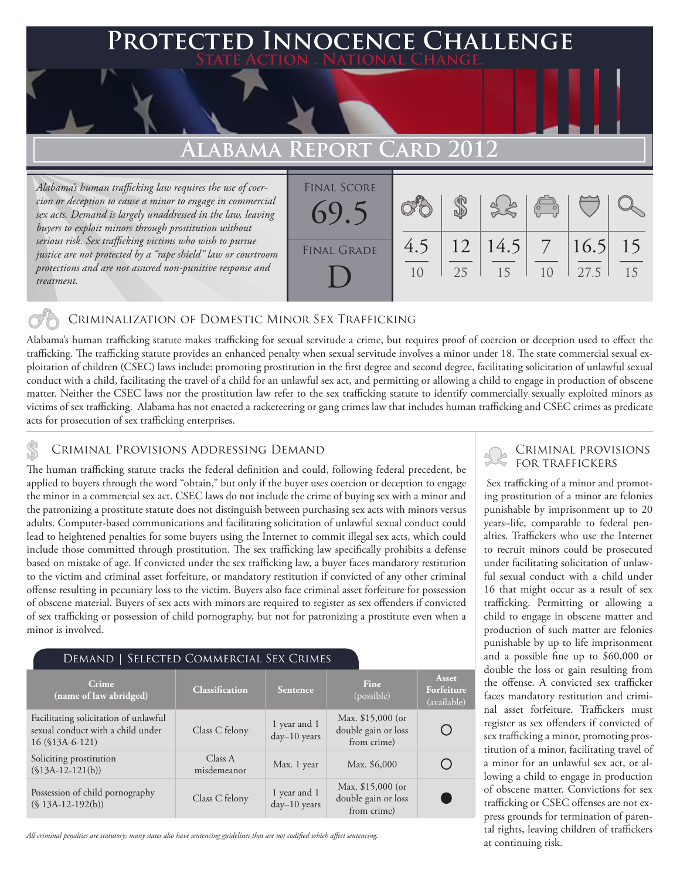# Protected Innocence Challenge

**State Action . National Change.**

## Alabama Report Card 2012

*Alabama's human trafficking law requires the use of coercion or deception to cause a minor to engage in commercial sex acts. Demand is largely unaddressed in the law, leaving buyers to exploit minors through prostitution without serious risk. Sex trafficking victims who wish to pursue justice are not protected by a "rape shield" law or courtroom protections and are not assured non-punitive response and treatment.*

| Final Score | Criminalization | Demand | Traffickers | Facilitators | Protective Provisions | Investigation & Prosecution |
|---|---|---|---|---|---|---|
| 69.5 | 4.5/10 | 12/25 | 14.5/15 | 7/10 | 16.5/27.5 | 15/15 |

**Final Grade: D**

### Criminalization of Domestic Minor Sex Trafficking

Alabama's human trafficking statute makes trafficking for sexual servitude a crime, but requires proof of coercion or deception used to effect the trafficking. The trafficking statute provides an enhanced penalty when sexual servitude involves a minor under 18. The state commercial sexual exploitation of children (CSEC) laws include: promoting prostitution in the first degree and second degree, facilitating solicitation of unlawful sexual conduct with a child, facilitating the travel of a child for an unlawful sex act, and permitting or allowing a child to engage in production of obscene matter. Neither the CSEC laws nor the prostitution law refer to the sex trafficking statute to identify commercially sexually exploited minors as victims of sex trafficking. Alabama has not enacted a racketeering or gang crimes law that includes human trafficking and CSEC crimes as predicate acts for prosecution of sex trafficking enterprises.

### Criminal Provisions Addressing Demand

The human trafficking statute tracks the federal definition and could, following federal precedent, be applied to buyers through the word "obtain," but only if the buyer uses coercion or deception to engage the minor in a commercial sex act. CSEC laws do not include the crime of buying sex with a minor and the patronizing a prostitute statute does not distinguish between purchasing sex acts with minors versus adults. Computer-based communications and facilitating solicitation of unlawful sexual conduct could lead to heightened penalties for some buyers using the Internet to commit illegal sex acts, which could include those committed through prostitution. The sex trafficking law specifically prohibits a defense based on mistake of age. If convicted under the sex trafficking law, a buyer faces mandatory restitution to the victim and criminal asset forfeiture, or mandatory restitution if convicted of any other criminal offense resulting in pecuniary loss to the victim. Buyers also face criminal asset forfeiture for possession of obscene material. Buyers of sex acts with minors are required to register as sex offenders if convicted of sex trafficking or possession of child pornography, but not for patronizing a prostitute even when a minor is involved.

#### Demand | Selected Commercial Sex Crimes

| Crime (name of law abridged) | Classification | Sentence | Fine (possible) | Asset Forfeiture (available) |
|---|---|---|---|---|
| Facilitating solicitation of unlawful sexual conduct with a child under 16 (§13A-6-121) | Class C felony | 1 year and 1 day–10 years | Max. $15,000 (or double gain or loss from crime) | ○ |
| Soliciting prostitution (§13A-12-121(b)) | Class A misdemeanor | Max. 1 year | Max. $6,000 | ○ |
| Possession of child pornography (§ 13A-12-192(b)) | Class C felony | 1 year and 1 day–10 years | Max. $15,000 (or double gain or loss from crime) | ● |

*All criminal penalties are statutory; many states also have sentencing guidelines that are not codified which affect sentencing.*

### Criminal provisions for traffickers

Sex trafficking of a minor and promoting prostitution of a minor are felonies punishable by imprisonment up to 20 years–life, comparable to federal penalties. Traffickers who use the Internet to recruit minors could be prosecuted under facilitating solicitation of unlawful sexual conduct with a child under 16 that might occur as a result of sex trafficking. Permitting or allowing a child to engage in obscene matter and production of such matter are felonies punishable by up to life imprisonment and a possible fine up to $60,000 or double the loss or gain resulting from the offense. A convicted sex trafficker faces mandatory restitution and criminal asset forfeiture. Traffickers must register as sex offenders if convicted of sex trafficking a minor, promoting prostitution of a minor, facilitating travel of a minor for an unlawful sex act, or allowing a child to engage in production of obscene matter. Convictions for sex trafficking or CSEC offenses are not express grounds for termination of parental rights, leaving children of traffickers at continuing risk.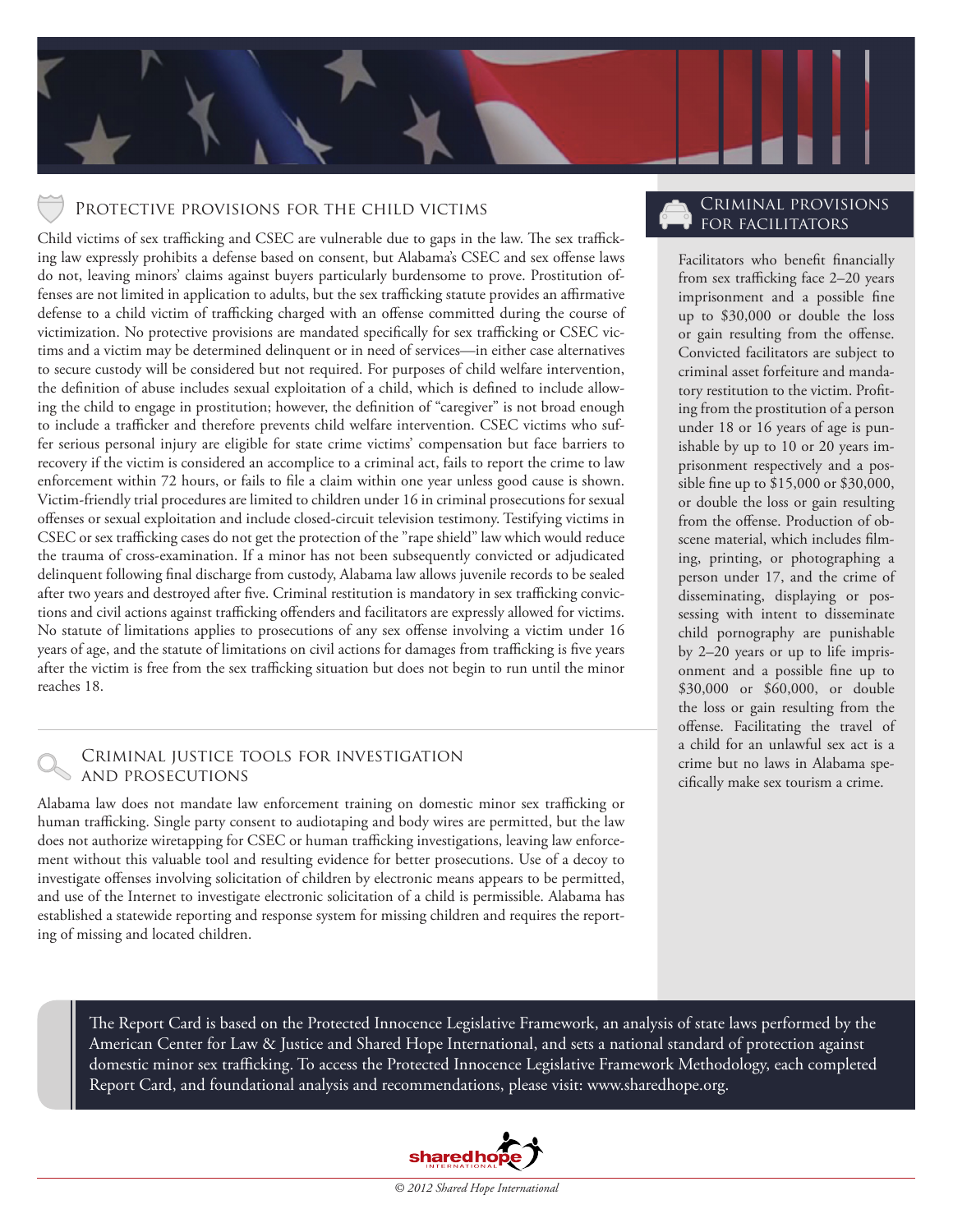## Protective provisions for the child victims

Child victims of sex trafficking and CSEC are vulnerable due to gaps in the law. The sex trafficking law expressly prohibits a defense based on consent, but Alabama's CSEC and sex offense laws do not, leaving minors' claims against buyers particularly burdensome to prove. Prostitution offenses are not limited in application to adults, but the sex trafficking statute provides an affirmative defense to a child victim of trafficking charged with an offense committed during the course of victimization. No protective provisions are mandated specifically for sex trafficking or CSEC victims and a victim may be determined delinquent or in need of services—in either case alternatives to secure custody will be considered but not required. For purposes of child welfare intervention, the definition of abuse includes sexual exploitation of a child, which is defined to include allowing the child to engage in prostitution; however, the definition of "caregiver" is not broad enough to include a trafficker and therefore prevents child welfare intervention. CSEC victims who suffer serious personal injury are eligible for state crime victims' compensation but face barriers to recovery if the victim is considered an accomplice to a criminal act, fails to report the crime to law enforcement within 72 hours, or fails to file a claim within one year unless good cause is shown. Victim-friendly trial procedures are limited to children under 16 in criminal prosecutions for sexual offenses or sexual exploitation and include closed-circuit television testimony. Testifying victims in CSEC or sex trafficking cases do not get the protection of the "rape shield" law which would reduce the trauma of cross-examination. If a minor has not been subsequently convicted or adjudicated delinquent following final discharge from custody, Alabama law allows juvenile records to be sealed after two years and destroyed after five. Criminal restitution is mandatory in sex trafficking convictions and civil actions against trafficking offenders and facilitators are expressly allowed for victims. No statute of limitations applies to prosecutions of any sex offense involving a victim under 16 years of age, and the statute of limitations on civil actions for damages from trafficking is five years after the victim is free from the sex trafficking situation but does not begin to run until the minor reaches 18.

## Criminal justice tools for investigation and prosecutions

Alabama law does not mandate law enforcement training on domestic minor sex trafficking or human trafficking. Single party consent to audiotaping and body wires are permitted, but the law does not authorize wiretapping for CSEC or human trafficking investigations, leaving law enforcement without this valuable tool and resulting evidence for better prosecutions. Use of a decoy to investigate offenses involving solicitation of children by electronic means appears to be permitted, and use of the Internet to investigate electronic solicitation of a child is permissible. Alabama has established a statewide reporting and response system for missing children and requires the reporting of missing and located children.

## Criminal provisions for facilitators

Facilitators who benefit financially from sex trafficking face 2–20 years imprisonment and a possible fine up to $30,000 or double the loss or gain resulting from the offense. Convicted facilitators are subject to criminal asset forfeiture and mandatory restitution to the victim. Profiting from the prostitution of a person under 18 or 16 years of age is punishable by up to 10 or 20 years imprisonment respectively and a possible fine up to $15,000 or $30,000, or double the loss or gain resulting from the offense. Production of obscene material, which includes filming, printing, or photographing a person under 17, and the crime of disseminating, displaying or possessing with intent to disseminate child pornography are punishable by 2–20 years or up to life imprisonment and a possible fine up to $30,000 or $60,000, or double the loss or gain resulting from the offense. Facilitating the travel of a child for an unlawful sex act is a crime but no laws in Alabama specifically make sex tourism a crime.

The Report Card is based on the Protected Innocence Legislative Framework, an analysis of state laws performed by the American Center for Law & Justice and Shared Hope International, and sets a national standard of protection against domestic minor sex trafficking. To access the Protected Innocence Legislative Framework Methodology, each completed Report Card, and foundational analysis and recommendations, please visit: www.sharedhope.org.

shared hope INTERNATIONAL

*© 2012 Shared Hope International*